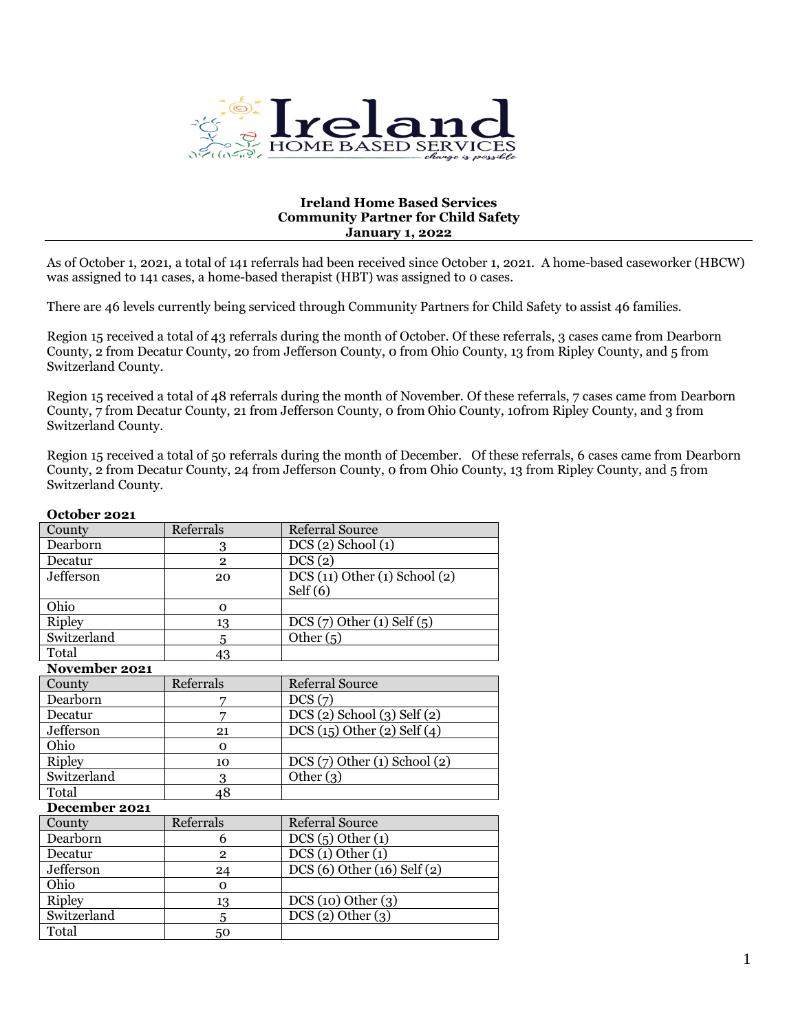**Ireland Home Based Services**
**Community Partner for Child Safety**
**January 1, 2022**

---

As of October 1, 2021, a total of 141 referrals had been received since October 1, 2021. A home-based caseworker (HBCW) was assigned to 141 cases, a home-based therapist (HBT) was assigned to 0 cases.

There are 46 levels currently being serviced through Community Partners for Child Safety to assist 46 families.

Region 15 received a total of 43 referrals during the month of October. Of these referrals, 3 cases came from Dearborn County, 2 from Decatur County, 20 from Jefferson County, 0 from Ohio County, 13 from Ripley County, and 5 from Switzerland County.

Region 15 received a total of 48 referrals during the month of November. Of these referrals, 7 cases came from Dearborn County, 7 from Decatur County, 21 from Jefferson County, 0 from Ohio County, 10from Ripley County, and 3 from Switzerland County.

Region 15 received a total of 50 referrals during the month of December. Of these referrals, 6 cases came from Dearborn County, 2 from Decatur County, 24 from Jefferson County, 0 from Ohio County, 13 from Ripley County, and 5 from Switzerland County.

**October 2021**

| County | Referrals | Referral Source |
|---|---|---|
| Dearborn | 3 | DCS (2) School (1) |
| Decatur | 2 | DCS (2) |
| Jefferson | 20 | DCS (11) Other (1) School (2) Self (6) |
| Ohio | 0 | |
| Ripley | 13 | DCS (7) Other (1) Self (5) |
| Switzerland | 5 | Other (5) |
| Total | 43 | |

**November 2021**

| County | Referrals | Referral Source |
|---|---|---|
| Dearborn | 7 | DCS (7) |
| Decatur | 7 | DCS (2) School (3) Self (2) |
| Jefferson | 21 | DCS (15) Other (2) Self (4) |
| Ohio | 0 | |
| Ripley | 10 | DCS (7) Other (1) School (2) |
| Switzerland | 3 | Other (3) |
| Total | 48 | |

**December 2021**

| County | Referrals | Referral Source |
|---|---|---|
| Dearborn | 6 | DCS (5) Other (1) |
| Decatur | 2 | DCS (1) Other (1) |
| Jefferson | 24 | DCS (6) Other (16) Self (2) |
| Ohio | 0 | |
| Ripley | 13 | DCS (10) Other (3) |
| Switzerland | 5 | DCS (2) Other (3) |
| Total | 50 | |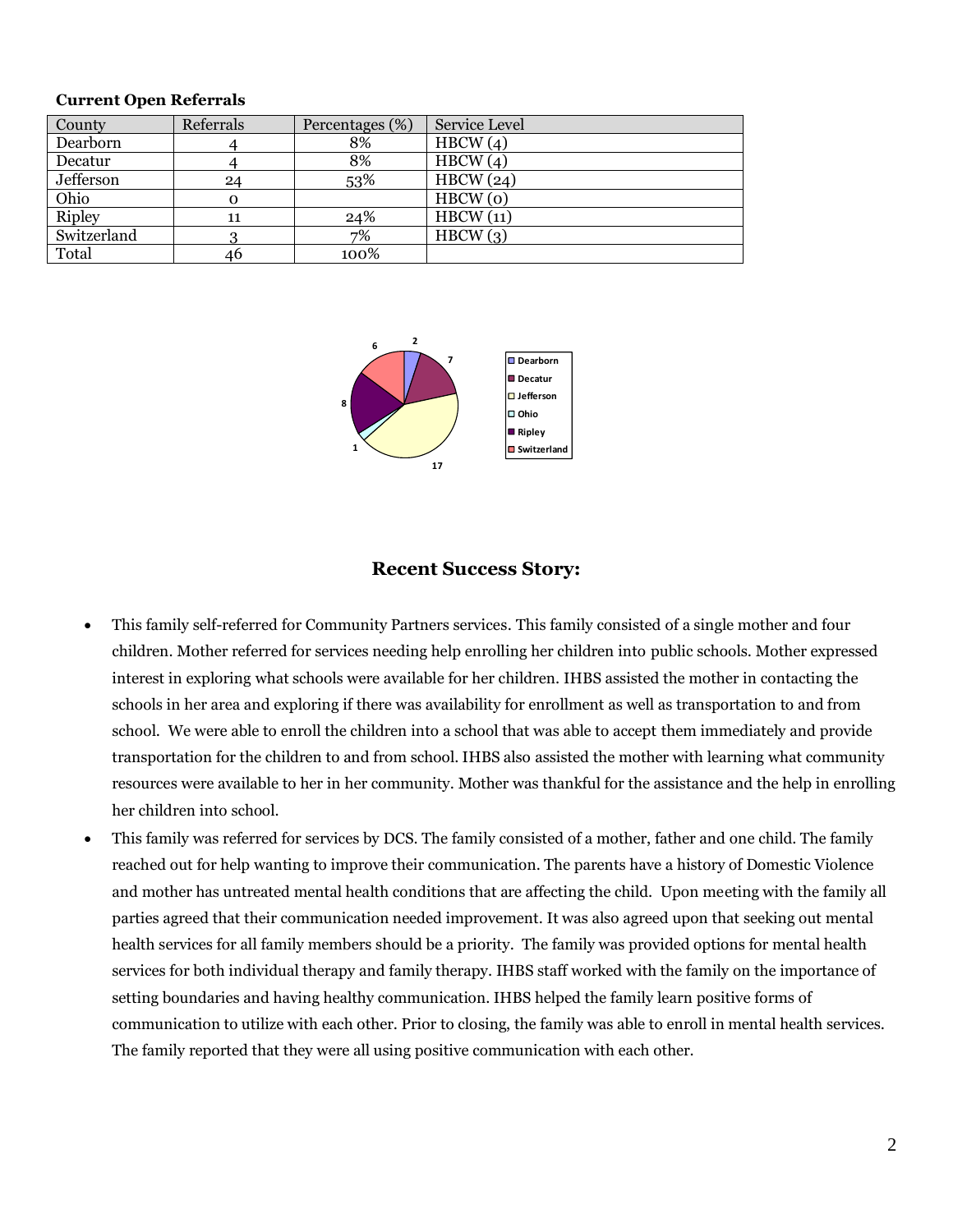**Current Open Referrals**

| County | Referrals | Percentages (%) | Service Level |
|---|---|---|---|
| Dearborn | 4 | 8% | HBCW (4) |
| Decatur | 4 | 8% | HBCW (4) |
| Jefferson | 24 | 53% | HBCW (24) |
| Ohio | 0 | | HBCW (0) |
| Ripley | 11 | 24% | HBCW (11) |
| Switzerland | 3 | 7% | HBCW (3) |
| Total | 46 | 100% | |

6
2
7
8
1
17

Dearborn
Decatur
Jefferson
Ohio
Ripley
Switzerland

## Recent Success Story:

- This family self-referred for Community Partners services. This family consisted of a single mother and four children. Mother referred for services needing help enrolling her children into public schools. Mother expressed interest in exploring what schools were available for her children. IHBS assisted the mother in contacting the schools in her area and exploring if there was availability for enrollment as well as transportation to and from school. We were able to enroll the children into a school that was able to accept them immediately and provide transportation for the children to and from school. IHBS also assisted the mother with learning what community resources were available to her in her community. Mother was thankful for the assistance and the help in enrolling her children into school.
- This family was referred for services by DCS. The family consisted of a mother, father and one child. The family reached out for help wanting to improve their communication. The parents have a history of Domestic Violence and mother has untreated mental health conditions that are affecting the child. Upon meeting with the family all parties agreed that their communication needed improvement. It was also agreed upon that seeking out mental health services for all family members should be a priority. The family was provided options for mental health services for both individual therapy and family therapy. IHBS staff worked with the family on the importance of setting boundaries and having healthy communication. IHBS helped the family learn positive forms of communication to utilize with each other. Prior to closing, the family was able to enroll in mental health services. The family reported that they were all using positive communication with each other.